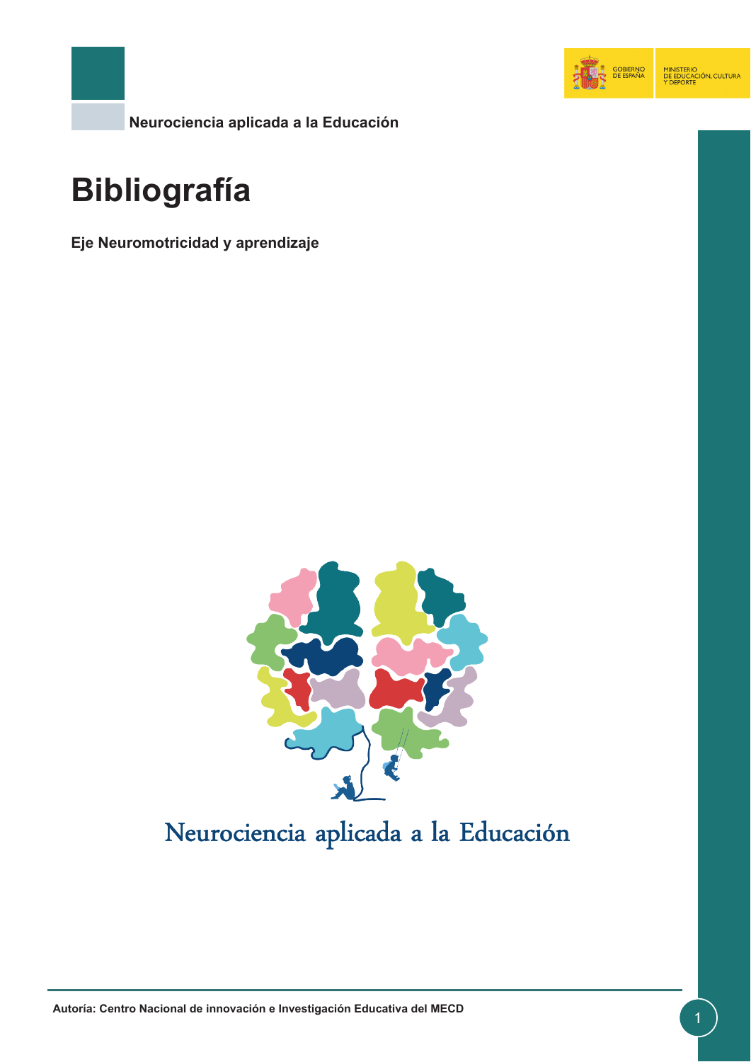Neurociencia aplicada a la Educación

# Bibliografía

**Eje Neuromotricidad y aprendizaje**

Neurociencia aplicada a la Educación

**Autoría: Centro Nacional de innovación e Investigación Educativa del MECD**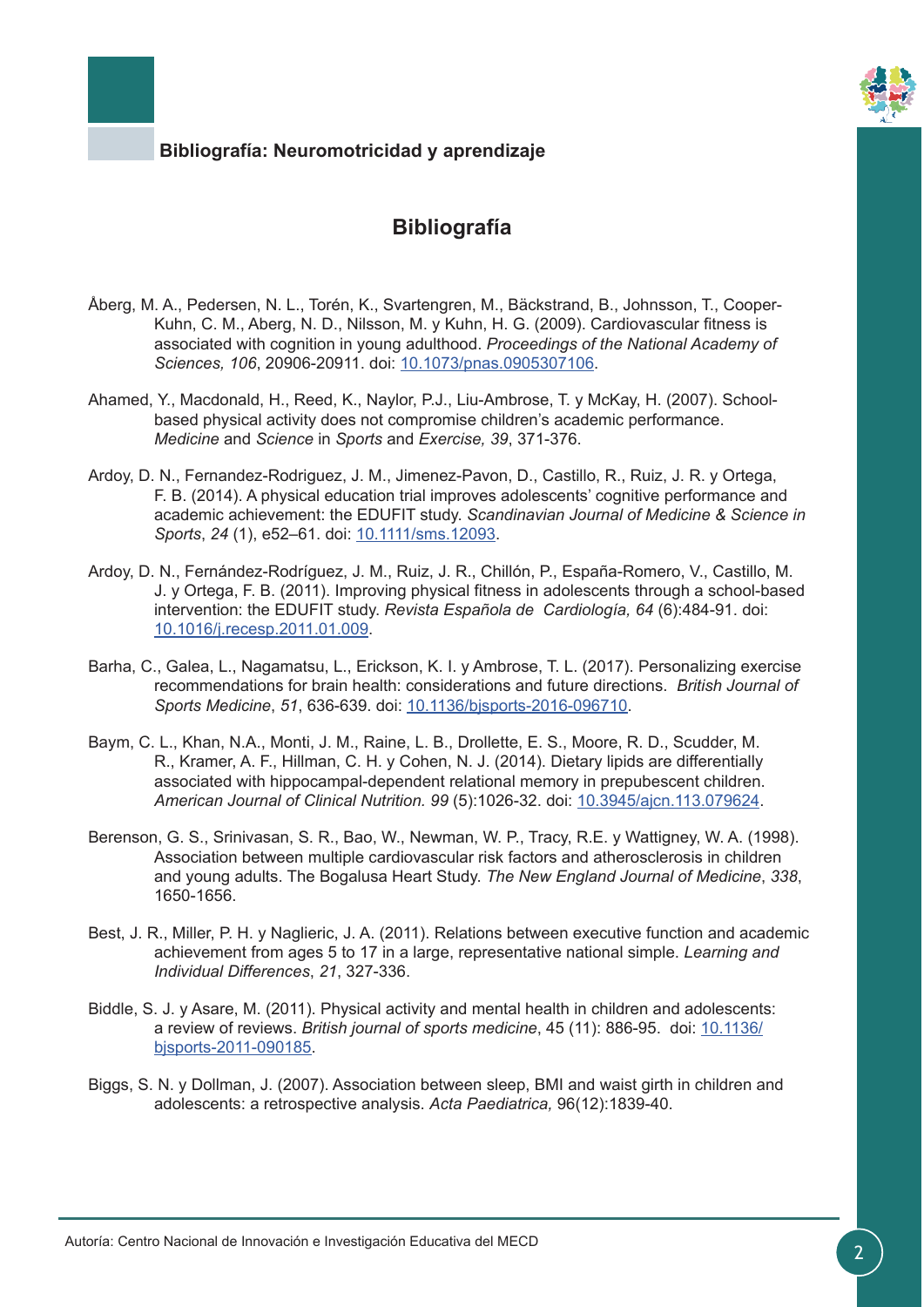## Bibliografía

Åberg, M. A., Pedersen, N. L., Torén, K., Svartengren, M., Bäckstrand, B., Johnsson, T., Cooper-Kuhn, C. M., Aberg, N. D., Nilsson, M. y Kuhn, H. G. (2009). Cardiovascular fitness is associated with cognition in young adulthood. *Proceedings of the National Academy of Sciences, 106*, 20906-20911. doi: 10.1073/pnas.0905307106.

Ahamed, Y., Macdonald, H., Reed, K., Naylor, P.J., Liu-Ambrose, T. y McKay, H. (2007). School-based physical activity does not compromise children's academic performance. *Medicine* and *Science* in *Sports* and *Exercise, 39*, 371-376.

Ardoy, D. N., Fernandez-Rodriguez, J. M., Jimenez-Pavon, D., Castillo, R., Ruiz, J. R. y Ortega, F. B. (2014). A physical education trial improves adolescents' cognitive performance and academic achievement: the EDUFIT study. *Scandinavian Journal of Medicine & Science in Sports*, *24* (1), e52–61. doi: 10.1111/sms.12093.

Ardoy, D. N., Fernández-Rodríguez, J. M., Ruiz, J. R., Chillón, P., España-Romero, V., Castillo, M. J. y Ortega, F. B. (2011). Improving physical fitness in adolescents through a school-based intervention: the EDUFIT study. *Revista Española de Cardiología, 64* (6):484-91. doi: 10.1016/j.recesp.2011.01.009.

Barha, C., Galea, L., Nagamatsu, L., Erickson, K. I. y Ambrose, T. L. (2017). Personalizing exercise recommendations for brain health: considerations and future directions. *British Journal of Sports Medicine*, *51*, 636-639. doi: 10.1136/bjsports-2016-096710.

Baym, C. L., Khan, N.A., Monti, J. M., Raine, L. B., Drollette, E. S., Moore, R. D., Scudder, M. R., Kramer, A. F., Hillman, C. H. y Cohen, N. J. (2014). Dietary lipids are differentially associated with hippocampal-dependent relational memory in prepubescent children. *American Journal of Clinical Nutrition. 99* (5):1026-32. doi: 10.3945/ajcn.113.079624.

Berenson, G. S., Srinivasan, S. R., Bao, W., Newman, W. P., Tracy, R.E. y Wattigney, W. A. (1998). Association between multiple cardiovascular risk factors and atherosclerosis in children and young adults. The Bogalusa Heart Study. *The New England Journal of Medicine*, *338*, 1650-1656.

Best, J. R., Miller, P. H. y Naglieric, J. A. (2011). Relations between executive function and academic achievement from ages 5 to 17 in a large, representative national simple. *Learning and Individual Differences*, *21*, 327-336.

Biddle, S. J. y Asare, M. (2011). Physical activity and mental health in children and adolescents: a review of reviews. *British journal of sports medicine*, 45 (11): 886-95. doi: 10.1136/bjsports-2011-090185.

Biggs, S. N. y Dollman, J. (2007). Association between sleep, BMI and waist girth in children and adolescents: a retrospective analysis. *Acta Paediatrica,* 96(12):1839-40.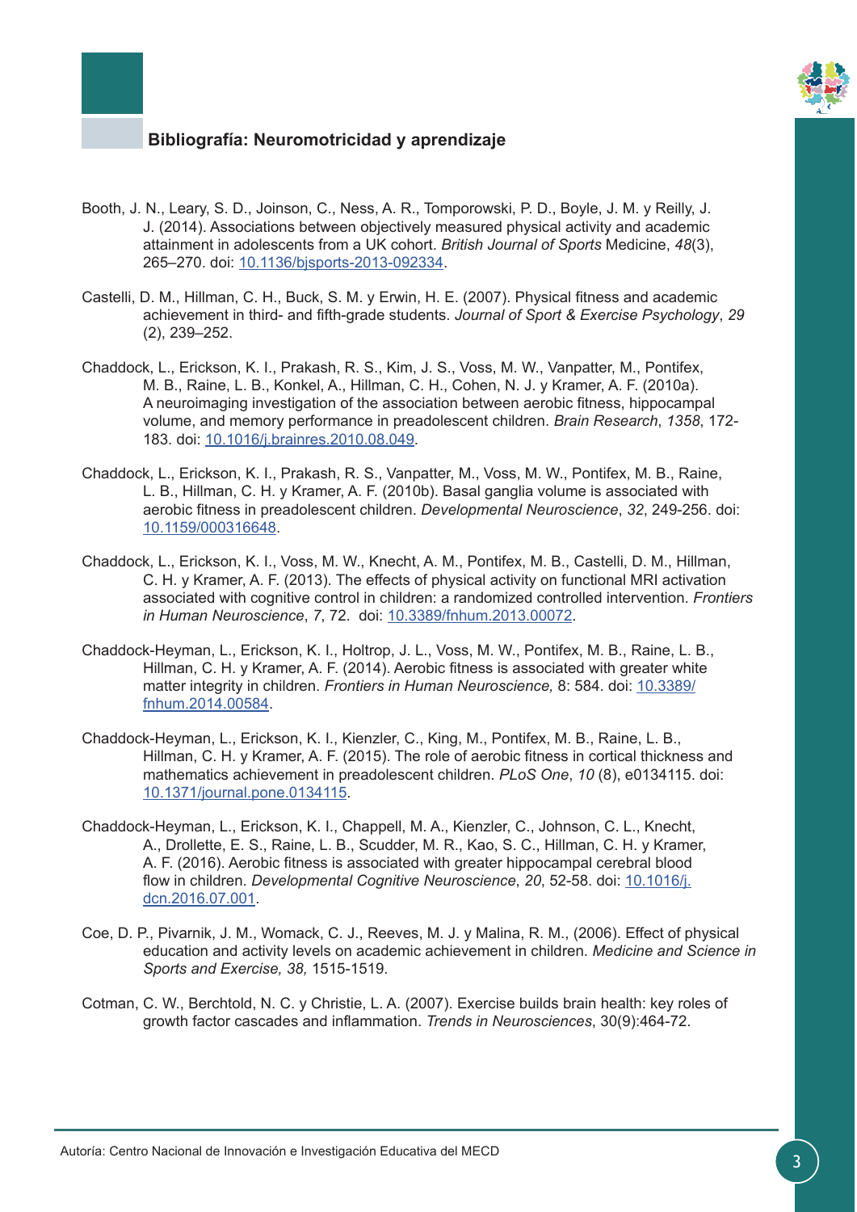## Bibliografía: Neuromotricidad y aprendizaje

Booth, J. N., Leary, S. D., Joinson, C., Ness, A. R., Tomporowski, P. D., Boyle, J. M. y Reilly, J. J. (2014). Associations between objectively measured physical activity and academic attainment in adolescents from a UK cohort. *British Journal of Sports* Medicine, *48*(3), 265–270. doi: 10.1136/bjsports-2013-092334.

Castelli, D. M., Hillman, C. H., Buck, S. M. y Erwin, H. E. (2007). Physical fitness and academic achievement in third- and fifth-grade students. *Journal of Sport & Exercise Psychology*, *29* (2), 239–252.

Chaddock, L., Erickson, K. I., Prakash, R. S., Kim, J. S., Voss, M. W., Vanpatter, M., Pontifex, M. B., Raine, L. B., Konkel, A., Hillman, C. H., Cohen, N. J. y Kramer, A. F. (2010a). A neuroimaging investigation of the association between aerobic fitness, hippocampal volume, and memory performance in preadolescent children. *Brain Research*, *1358*, 172-183. doi: 10.1016/j.brainres.2010.08.049.

Chaddock, L., Erickson, K. I., Prakash, R. S., Vanpatter, M., Voss, M. W., Pontifex, M. B., Raine, L. B., Hillman, C. H. y Kramer, A. F. (2010b). Basal ganglia volume is associated with aerobic fitness in preadolescent children. *Developmental Neuroscience*, *32*, 249-256. doi: 10.1159/000316648.

Chaddock, L., Erickson, K. I., Voss, M. W., Knecht, A. M., Pontifex, M. B., Castelli, D. M., Hillman, C. H. y Kramer, A. F. (2013). The effects of physical activity on functional MRI activation associated with cognitive control in children: a randomized controlled intervention. *Frontiers in Human Neuroscience*, *7*, 72. doi: 10.3389/fnhum.2013.00072.

Chaddock-Heyman, L., Erickson, K. I., Holtrop, J. L., Voss, M. W., Pontifex, M. B., Raine, L. B., Hillman, C. H. y Kramer, A. F. (2014). Aerobic fitness is associated with greater white matter integrity in children. *Frontiers in Human Neuroscience,* 8: 584. doi: 10.3389/fnhum.2014.00584.

Chaddock-Heyman, L., Erickson, K. I., Kienzler, C., King, M., Pontifex, M. B., Raine, L. B., Hillman, C. H. y Kramer, A. F. (2015). The role of aerobic fitness in cortical thickness and mathematics achievement in preadolescent children. *PLoS One*, *10* (8), e0134115. doi: 10.1371/journal.pone.0134115.

Chaddock-Heyman, L., Erickson, K. I., Chappell, M. A., Kienzler, C., Johnson, C. L., Knecht, A., Drollette, E. S., Raine, L. B., Scudder, M. R., Kao, S. C., Hillman, C. H. y Kramer, A. F. (2016). Aerobic fitness is associated with greater hippocampal cerebral blood flow in children. *Developmental Cognitive Neuroscience*, *20*, 52-58. doi: 10.1016/j.dcn.2016.07.001.

Coe, D. P., Pivarnik, J. M., Womack, C. J., Reeves, M. J. y Malina, R. M., (2006). Effect of physical education and activity levels on academic achievement in children. *Medicine and Science in Sports and Exercise, 38,* 1515-1519.

Cotman, C. W., Berchtold, N. C. y Christie, L. A. (2007). Exercise builds brain health: key roles of growth factor cascades and inflammation. *Trends in Neurosciences*, 30(9):464-72.

Autoría: Centro Nacional de Innovación e Investigación Educativa del MECD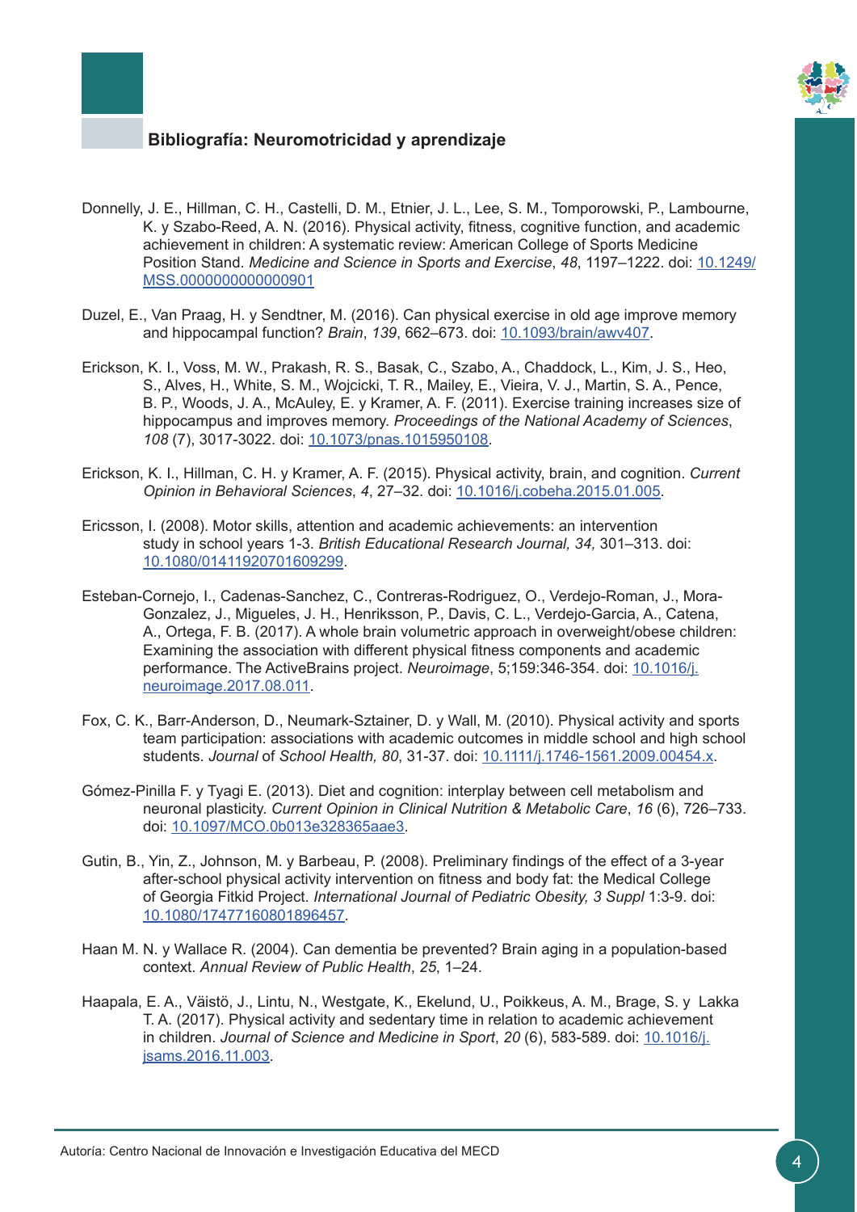## Bibliografía: Neuromotricidad y aprendizaje

Donnelly, J. E., Hillman, C. H., Castelli, D. M., Etnier, J. L., Lee, S. M., Tomporowski, P., Lambourne, K. y Szabo-Reed, A. N. (2016). Physical activity, fitness, cognitive function, and academic achievement in children: A systematic review: American College of Sports Medicine Position Stand. *Medicine and Science in Sports and Exercise*, *48*, 1197–1222. doi: [10.1249/MSS.0000000000000901](https://doi.org/10.1249/MSS.0000000000000901)

Duzel, E., Van Praag, H. y Sendtner, M. (2016). Can physical exercise in old age improve memory and hippocampal function? *Brain*, *139*, 662–673. doi: [10.1093/brain/awv407](https://doi.org/10.1093/brain/awv407).

Erickson, K. I., Voss, M. W., Prakash, R. S., Basak, C., Szabo, A., Chaddock, L., Kim, J. S., Heo, S., Alves, H., White, S. M., Wojcicki, T. R., Mailey, E., Vieira, V. J., Martin, S. A., Pence, B. P., Woods, J. A., McAuley, E. y Kramer, A. F. (2011). Exercise training increases size of hippocampus and improves memory. *Proceedings of the National Academy of Sciences*, *108* (7), 3017-3022. doi: [10.1073/pnas.1015950108](https://doi.org/10.1073/pnas.1015950108).

Erickson, K. I., Hillman, C. H. y Kramer, A. F. (2015). Physical activity, brain, and cognition. *Current Opinion in Behavioral Sciences*, *4*, 27–32. doi: [10.1016/j.cobeha.2015.01.005](https://doi.org/10.1016/j.cobeha.2015.01.005).

Ericsson, I. (2008). Motor skills, attention and academic achievements: an intervention study in school years 1-3. *British Educational Research Journal, 34,* 301–313. doi: [10.1080/01411920701609299](https://doi.org/10.1080/01411920701609299).

Esteban-Cornejo, I., Cadenas-Sanchez, C., Contreras-Rodriguez, O., Verdejo-Roman, J., Mora-Gonzalez, J., Migueles, J. H., Henriksson, P., Davis, C. L., Verdejo-Garcia, A., Catena, A., Ortega, F. B. (2017). A whole brain volumetric approach in overweight/obese children: Examining the association with different physical fitness components and academic performance. The ActiveBrains project. *Neuroimage*, 5;159:346-354. doi: [10.1016/j.neuroimage.2017.08.011](https://doi.org/10.1016/j.neuroimage.2017.08.011).

Fox, C. K., Barr-Anderson, D., Neumark-Sztainer, D. y Wall, M. (2010). Physical activity and sports team participation: associations with academic outcomes in middle school and high school students. *Journal* of *School Health, 80*, 31-37. doi: [10.1111/j.1746-1561.2009.00454.x](https://doi.org/10.1111/j.1746-1561.2009.00454.x).

Gómez-Pinilla F. y Tyagi E. (2013). Diet and cognition: interplay between cell metabolism and neuronal plasticity. *Current Opinion in Clinical Nutrition & Metabolic Care*, *16* (6), 726–733. doi: [10.1097/MCO.0b013e328365aae3](https://doi.org/10.1097/MCO.0b013e328365aae3).

Gutin, B., Yin, Z., Johnson, M. y Barbeau, P. (2008). Preliminary findings of the effect of a 3-year after-school physical activity intervention on fitness and body fat: the Medical College of Georgia Fitkid Project. *International Journal of Pediatric Obesity, 3 Suppl* 1:3-9. doi: [10.1080/17477160801896457](https://doi.org/10.1080/17477160801896457).

Haan M. N. y Wallace R. (2004). Can dementia be prevented? Brain aging in a population-based context. *Annual Review of Public Health*, *25*, 1–24.

Haapala, E. A., Väistö, J., Lintu, N., Westgate, K., Ekelund, U., Poikkeus, A. M., Brage, S. y Lakka T. A. (2017). Physical activity and sedentary time in relation to academic achievement in children. *Journal of Science and Medicine in Sport*, *20* (6), 583-589. doi: [10.1016/j.jsams.2016.11.003](https://doi.org/10.1016/j.jsams.2016.11.003).

Autoría: Centro Nacional de Innovación e Investigación Educativa del MECD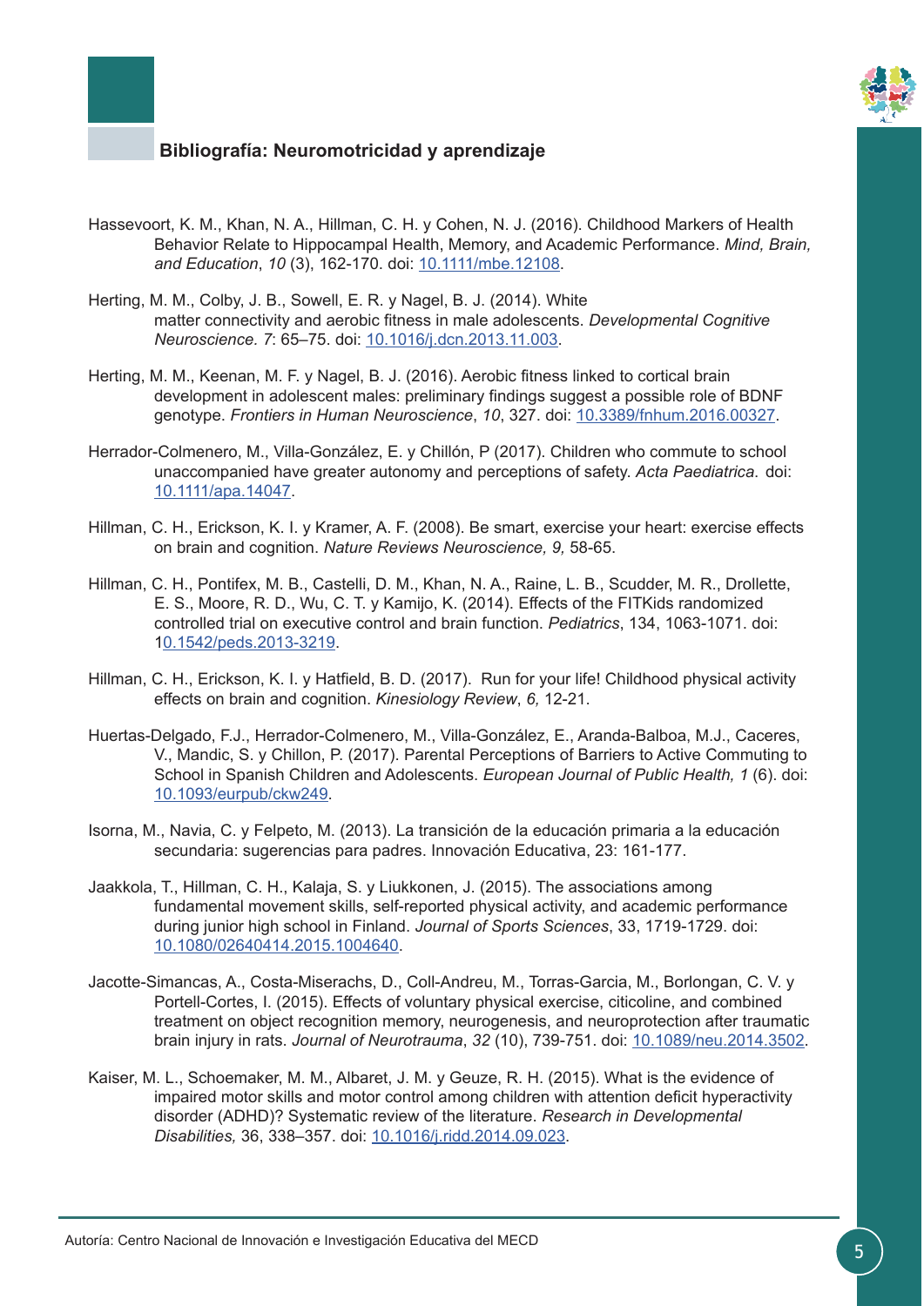### Bibliografía: Neuromotricidad y aprendizaje

Hassevoort, K. M., Khan, N. A., Hillman, C. H. y Cohen, N. J. (2016). Childhood Markers of Health Behavior Relate to Hippocampal Health, Memory, and Academic Performance. *Mind, Brain, and Education*, *10* (3), 162-170. doi: 10.1111/mbe.12108.

Herting, M. M., Colby, J. B., Sowell, E. R. y Nagel, B. J. (2014). White matter connectivity and aerobic fitness in male adolescents. *Developmental Cognitive Neuroscience. 7*: 65–75. doi: 10.1016/j.dcn.2013.11.003.

Herting, M. M., Keenan, M. F. y Nagel, B. J. (2016). Aerobic fitness linked to cortical brain development in adolescent males: preliminary findings suggest a possible role of BDNF genotype. *Frontiers in Human Neuroscience*, *10*, 327. doi: 10.3389/fnhum.2016.00327.

Herrador-Colmenero, M., Villa-González, E. y Chillón, P (2017). Children who commute to school unaccompanied have greater autonomy and perceptions of safety. *Acta Paediatrica*. doi: 10.1111/apa.14047.

Hillman, C. H., Erickson, K. I. y Kramer, A. F. (2008). Be smart, exercise your heart: exercise effects on brain and cognition. *Nature Reviews Neuroscience, 9,* 58-65.

Hillman, C. H., Pontifex, M. B., Castelli, D. M., Khan, N. A., Raine, L. B., Scudder, M. R., Drollette, E. S., Moore, R. D., Wu, C. T. y Kamijo, K. (2014). Effects of the FITKids randomized controlled trial on executive control and brain function. *Pediatrics*, 134, 1063-1071. doi: 10.1542/peds.2013-3219.

Hillman, C. H., Erickson, K. I. y Hatfield, B. D. (2017). Run for your life! Childhood physical activity effects on brain and cognition. *Kinesiology Review*, *6,* 12-21.

Huertas-Delgado, F.J., Herrador-Colmenero, M., Villa-González, E., Aranda-Balboa, M.J., Caceres, V., Mandic, S. y Chillon, P. (2017). Parental Perceptions of Barriers to Active Commuting to School in Spanish Children and Adolescents. *European Journal of Public Health, 1* (6). doi: 10.1093/eurpub/ckw249.

Isorna, M., Navia, C. y Felpeto, M. (2013). La transición de la educación primaria a la educación secundaria: sugerencias para padres. Innovación Educativa, 23: 161-177.

Jaakkola, T., Hillman, C. H., Kalaja, S. y Liukkonen, J. (2015). The associations among fundamental movement skills, self-reported physical activity, and academic performance during junior high school in Finland. *Journal of Sports Sciences*, 33, 1719-1729. doi: 10.1080/02640414.2015.1004640.

Jacotte-Simancas, A., Costa-Miserachs, D., Coll-Andreu, M., Torras-Garcia, M., Borlongan, C. V. y Portell-Cortes, I. (2015). Effects of voluntary physical exercise, citicoline, and combined treatment on object recognition memory, neurogenesis, and neuroprotection after traumatic brain injury in rats. *Journal of Neurotrauma*, *32* (10), 739-751. doi: 10.1089/neu.2014.3502.

Kaiser, M. L., Schoemaker, M. M., Albaret, J. M. y Geuze, R. H. (2015). What is the evidence of impaired motor skills and motor control among children with attention deficit hyperactivity disorder (ADHD)? Systematic review of the literature. *Research in Developmental Disabilities,* 36, 338–357. doi: 10.1016/j.ridd.2014.09.023.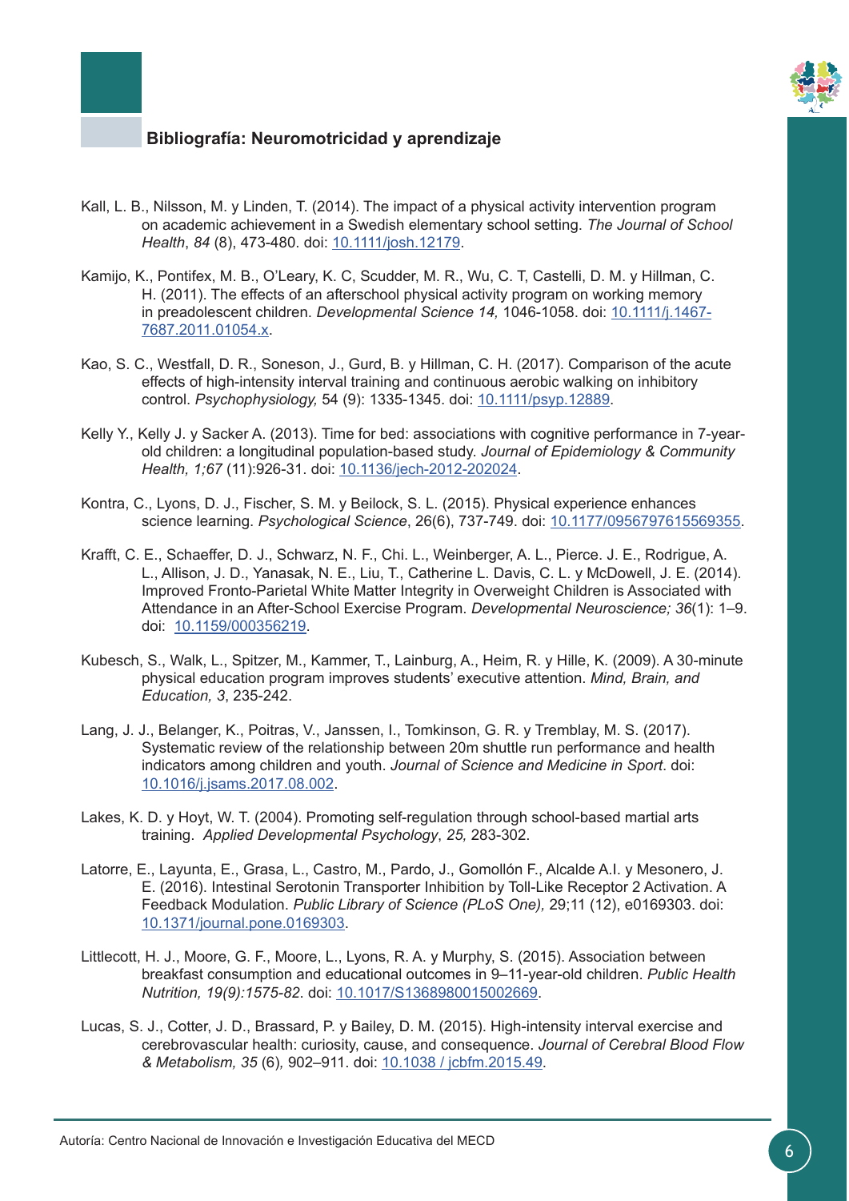## Bibliografía: Neuromotricidad y aprendizaje

Kall, L. B., Nilsson, M. y Linden, T. (2014). The impact of a physical activity intervention program on academic achievement in a Swedish elementary school setting. *The Journal of School Health*, *84* (8), 473-480. doi: 10.1111/josh.12179.

Kamijo, K., Pontifex, M. B., O'Leary, K. C, Scudder, M. R., Wu, C. T, Castelli, D. M. y Hillman, C. H. (2011). The effects of an afterschool physical activity program on working memory in preadolescent children. *Developmental Science 14,* 1046-1058. doi: 10.1111/j.1467-7687.2011.01054.x.

Kao, S. C., Westfall, D. R., Soneson, J., Gurd, B. y Hillman, C. H. (2017). Comparison of the acute effects of high-intensity interval training and continuous aerobic walking on inhibitory control. *Psychophysiology,* 54 (9): 1335-1345. doi: 10.1111/psyp.12889.

Kelly Y., Kelly J. y Sacker A. (2013). Time for bed: associations with cognitive performance in 7-year-old children: a longitudinal population-based study. *Journal of Epidemiology & Community Health, 1;67* (11):926-31. doi: 10.1136/jech-2012-202024.

Kontra, C., Lyons, D. J., Fischer, S. M. y Beilock, S. L. (2015). Physical experience enhances science learning. *Psychological Science*, 26(6), 737-749. doi: 10.1177/0956797615569355.

Krafft, C. E., Schaeffer, D. J., Schwarz, N. F., Chi. L., Weinberger, A. L., Pierce. J. E., Rodrigue, A. L., Allison, J. D., Yanasak, N. E., Liu, T., Catherine L. Davis, C. L. y McDowell, J. E. (2014). Improved Fronto-Parietal White Matter Integrity in Overweight Children is Associated with Attendance in an After-School Exercise Program. *Developmental Neuroscience; 36*(1): 1–9. doi: 10.1159/000356219.

Kubesch, S., Walk, L., Spitzer, M., Kammer, T., Lainburg, A., Heim, R. y Hille, K. (2009). A 30-minute physical education program improves students' executive attention. *Mind, Brain, and Education, 3*, 235-242.

Lang, J. J., Belanger, K., Poitras, V., Janssen, I., Tomkinson, G. R. y Tremblay, M. S. (2017). Systematic review of the relationship between 20m shuttle run performance and health indicators among children and youth. *Journal of Science and Medicine in Sport*. doi: 10.1016/j.jsams.2017.08.002.

Lakes, K. D. y Hoyt, W. T. (2004). Promoting self-regulation through school-based martial arts training. *Applied Developmental Psychology*, *25,* 283-302.

Latorre, E., Layunta, E., Grasa, L., Castro, M., Pardo, J., Gomollón F., Alcalde A.I. y Mesonero, J. E. (2016). Intestinal Serotonin Transporter Inhibition by Toll-Like Receptor 2 Activation. A Feedback Modulation. *Public Library of Science (PLoS One),* 29;11 (12), e0169303. doi: 10.1371/journal.pone.0169303.

Littlecott, H. J., Moore, G. F., Moore, L., Lyons, R. A. y Murphy, S. (2015). Association between breakfast consumption and educational outcomes in 9–11-year-old children. *Public Health Nutrition, 19(9):1575-82*. doi: 10.1017/S1368980015002669.

Lucas, S. J., Cotter, J. D., Brassard, P. y Bailey, D. M. (2015). High-intensity interval exercise and cerebrovascular health: curiosity, cause, and consequence. *Journal of Cerebral Blood Flow & Metabolism, 35* (6)*,* 902–911. doi: 10.1038 / jcbfm.2015.49.

Autoría: Centro Nacional de Innovación e Investigación Educativa del MECD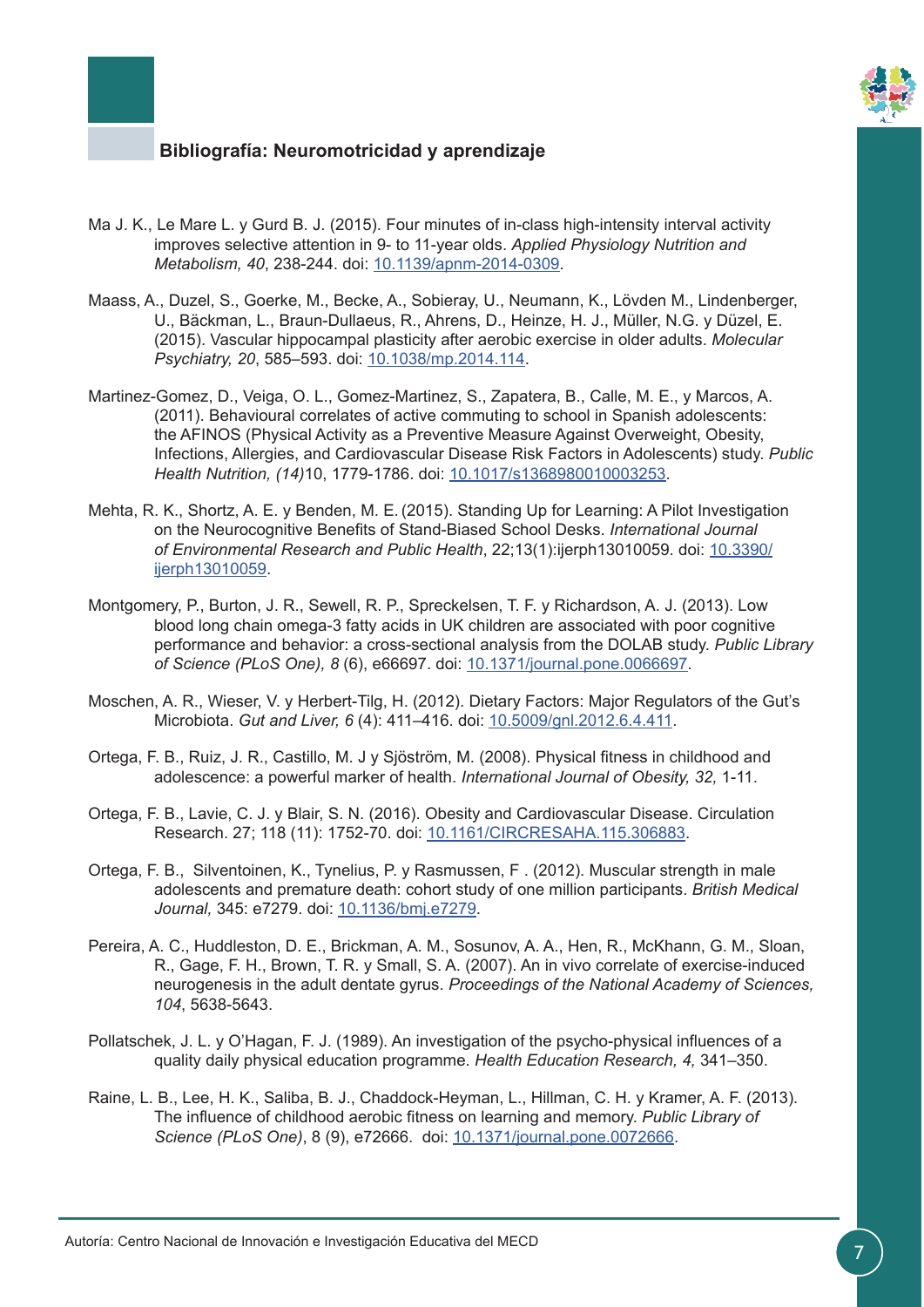## Bibliografía: Neuromotricidad y aprendizaje

Ma J. K., Le Mare L. y Gurd B. J. (2015). Four minutes of in-class high-intensity interval activity improves selective attention in 9- to 11-year olds. *Applied Physiology Nutrition and Metabolism, 40*, 238-244. doi: 10.1139/apnm-2014-0309.

Maass, A., Duzel, S., Goerke, M., Becke, A., Sobieray, U., Neumann, K., Lövden M., Lindenberger, U., Bäckman, L., Braun-Dullaeus, R., Ahrens, D., Heinze, H. J., Müller, N.G. y Düzel, E. (2015). Vascular hippocampal plasticity after aerobic exercise in older adults. *Molecular Psychiatry, 20*, 585–593. doi: 10.1038/mp.2014.114.

Martinez-Gomez, D., Veiga, O. L., Gomez-Martinez, S., Zapatera, B., Calle, M. E., y Marcos, A. (2011). Behavioural correlates of active commuting to school in Spanish adolescents: the AFINOS (Physical Activity as a Preventive Measure Against Overweight, Obesity, Infections, Allergies, and Cardiovascular Disease Risk Factors in Adolescents) study. *Public Health Nutrition, (14)*10, 1779-1786. doi: 10.1017/s1368980010003253.

Mehta, R. K., Shortz, A. E. y Benden, M. E. (2015). Standing Up for Learning: A Pilot Investigation on the Neurocognitive Benefits of Stand-Biased School Desks. *International Journal of Environmental Research and Public Health*, 22;13(1):ijerph13010059. doi: 10.3390/ijerph13010059.

Montgomery, P., Burton, J. R., Sewell, R. P., Spreckelsen, T. F. y Richardson, A. J. (2013). Low blood long chain omega-3 fatty acids in UK children are associated with poor cognitive performance and behavior: a cross-sectional analysis from the DOLAB study. *Public Library of Science (PLoS One), 8* (6), e66697. doi: 10.1371/journal.pone.0066697.

Moschen, A. R., Wieser, V. y Herbert-Tilg, H. (2012). Dietary Factors: Major Regulators of the Gut's Microbiota. *Gut and Liver, 6* (4): 411–416. doi: 10.5009/gnl.2012.6.4.411.

Ortega, F. B., Ruiz, J. R., Castillo, M. J y Sjöström, M. (2008). Physical fitness in childhood and adolescence: a powerful marker of health. *International Journal of Obesity, 32,* 1-11.

Ortega, F. B., Lavie, C. J. y Blair, S. N. (2016). Obesity and Cardiovascular Disease. Circulation Research. 27; 118 (11): 1752-70. doi: 10.1161/CIRCRESAHA.115.306883.

Ortega, F. B., Silventoinen, K., Tynelius, P. y Rasmussen, F . (2012). Muscular strength in male adolescents and premature death: cohort study of one million participants. *British Medical Journal,* 345: e7279. doi: 10.1136/bmj.e7279.

Pereira, A. C., Huddleston, D. E., Brickman, A. M., Sosunov, A. A., Hen, R., McKhann, G. M., Sloan, R., Gage, F. H., Brown, T. R. y Small, S. A. (2007). An in vivo correlate of exercise-induced neurogenesis in the adult dentate gyrus. *Proceedings of the National Academy of Sciences, 104*, 5638-5643.

Pollatschek, J. L. y O'Hagan, F. J. (1989). An investigation of the psycho-physical influences of a quality daily physical education programme. *Health Education Research, 4,* 341–350.

Raine, L. B., Lee, H. K., Saliba, B. J., Chaddock-Heyman, L., Hillman, C. H. y Kramer, A. F. (2013). The influence of childhood aerobic fitness on learning and memory. *Public Library of Science (PLoS One)*, 8 (9), e72666. doi: 10.1371/journal.pone.0072666.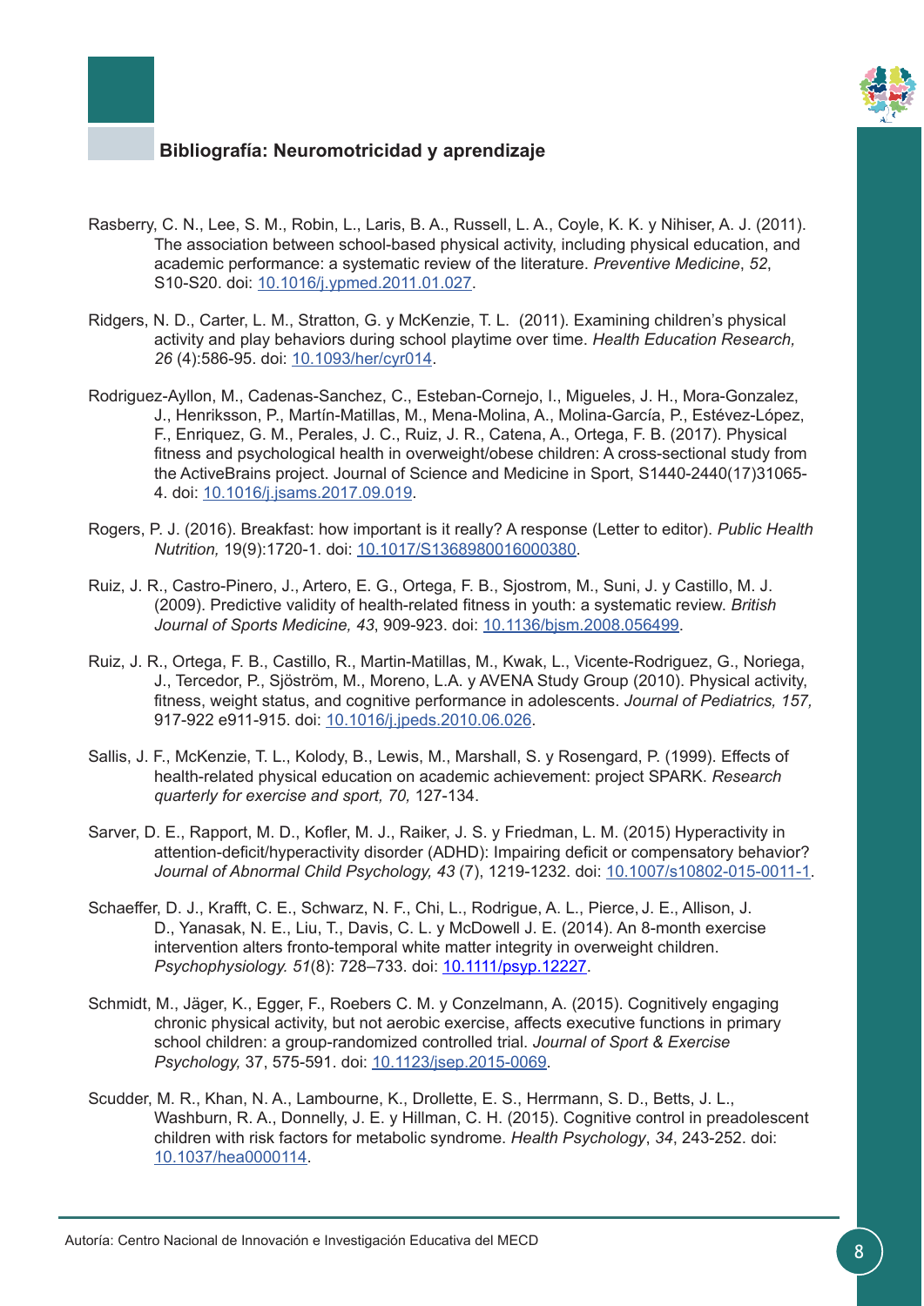## Bibliografía: Neuromotricidad y aprendizaje

Rasberry, C. N., Lee, S. M., Robin, L., Laris, B. A., Russell, L. A., Coyle, K. K. y Nihiser, A. J. (2011). The association between school-based physical activity, including physical education, and academic performance: a systematic review of the literature. *Preventive Medicine*, *52*, S10-S20. doi: [10.1016/j.ypmed.2011.01.027](https://doi.org/10.1016/j.ypmed.2011.01.027).

Ridgers, N. D., Carter, L. M., Stratton, G. y McKenzie, T. L. (2011). Examining children's physical activity and play behaviors during school playtime over time. *Health Education Research, 26* (4):586-95. doi: [10.1093/her/cyr014](https://doi.org/10.1093/her/cyr014).

Rodriguez-Ayllon, M., Cadenas-Sanchez, C., Esteban-Cornejo, I., Migueles, J. H., Mora-Gonzalez, J., Henriksson, P., Martín-Matillas, M., Mena-Molina, A., Molina-García, P., Estévez-López, F., Enriquez, G. M., Perales, J. C., Ruiz, J. R., Catena, A., Ortega, F. B. (2017). Physical fitness and psychological health in overweight/obese children: A cross-sectional study from the ActiveBrains project. Journal of Science and Medicine in Sport, S1440-2440(17)31065-4. doi: [10.1016/j.jsams.2017.09.019](https://doi.org/10.1016/j.jsams.2017.09.019).

Rogers, P. J. (2016). Breakfast: how important is it really? A response (Letter to editor). *Public Health Nutrition,* 19(9):1720-1. doi: [10.1017/S1368980016000380](https://doi.org/10.1017/S1368980016000380).

Ruiz, J. R., Castro-Pinero, J., Artero, E. G., Ortega, F. B., Sjostrom, M., Suni, J. y Castillo, M. J. (2009). Predictive validity of health-related fitness in youth: a systematic review. *British Journal of Sports Medicine, 43*, 909-923. doi: [10.1136/bjsm.2008.056499](https://doi.org/10.1136/bjsm.2008.056499).

Ruiz, J. R., Ortega, F. B., Castillo, R., Martin-Matillas, M., Kwak, L., Vicente-Rodriguez, G., Noriega, J., Tercedor, P., Sjöström, M., Moreno, L.A. y AVENA Study Group (2010). Physical activity, fitness, weight status, and cognitive performance in adolescents. *Journal of Pediatrics, 157,* 917-922 e911-915. doi: [10.1016/j.jpeds.2010.06.026](https://doi.org/10.1016/j.jpeds.2010.06.026).

Sallis, J. F., McKenzie, T. L., Kolody, B., Lewis, M., Marshall, S. y Rosengard, P. (1999). Effects of health-related physical education on academic achievement: project SPARK. *Research quarterly for exercise and sport, 70,* 127-134.

Sarver, D. E., Rapport, M. D., Kofler, M. J., Raiker, J. S. y Friedman, L. M. (2015) Hyperactivity in attention-deficit/hyperactivity disorder (ADHD): Impairing deficit or compensatory behavior? *Journal of Abnormal Child Psychology, 43* (7), 1219-1232. doi: [10.1007/s10802-015-0011-1](https://doi.org/10.1007/s10802-015-0011-1).

Schaeffer, D. J., Krafft, C. E., Schwarz, N. F., Chi, L., Rodrigue, A. L., Pierce, J. E., Allison, J. D., Yanasak, N. E., Liu, T., Davis, C. L. y McDowell J. E. (2014). An 8-month exercise intervention alters fronto-temporal white matter integrity in overweight children. *Psychophysiology. 51*(8): 728–733. doi: [10.1111/psyp.12227](https://doi.org/10.1111/psyp.12227).

Schmidt, M., Jäger, K., Egger, F., Roebers C. M. y Conzelmann, A. (2015). Cognitively engaging chronic physical activity, but not aerobic exercise, affects executive functions in primary school children: a group-randomized controlled trial. *Journal of Sport & Exercise Psychology,* 37, 575-591. doi: [10.1123/jsep.2015-0069](https://doi.org/10.1123/jsep.2015-0069).

Scudder, M. R., Khan, N. A., Lambourne, K., Drollette, E. S., Herrmann, S. D., Betts, J. L., Washburn, R. A., Donnelly, J. E. y Hillman, C. H. (2015). Cognitive control in preadolescent children with risk factors for metabolic syndrome. *Health Psychology*, *34*, 243-252. doi: [10.1037/hea0000114](https://doi.org/10.1037/hea0000114).

Autoría: Centro Nacional de Innovación e Investigación Educativa del MECD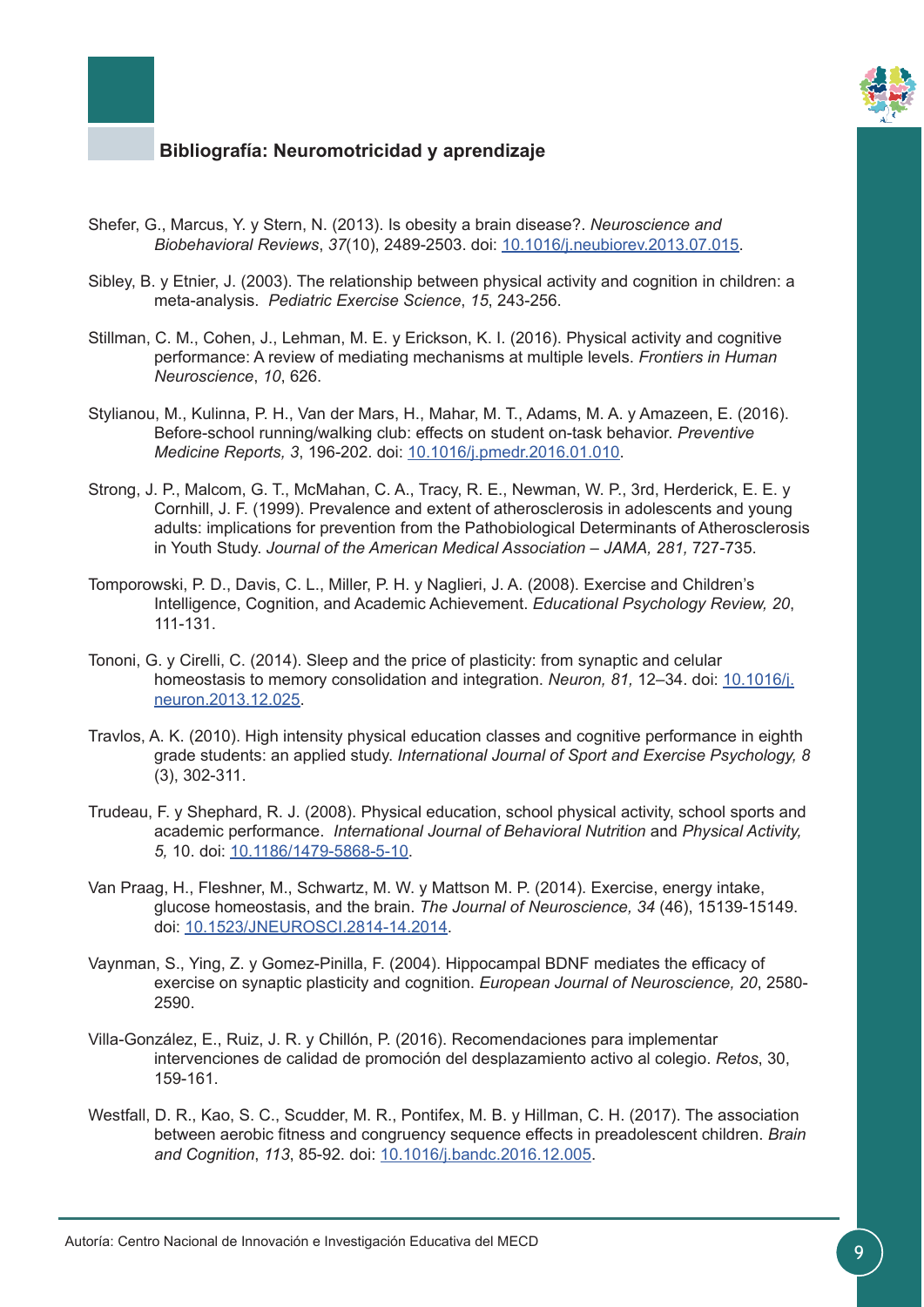**Bibliografía: Neuromotricidad y aprendizaje**

Shefer, G., Marcus, Y. y Stern, N. (2013). Is obesity a brain disease?. *Neuroscience and Biobehavioral Reviews*, *37*(10), 2489-2503. doi: 10.1016/j.neubiorev.2013.07.015.

Sibley, B. y Etnier, J. (2003). The relationship between physical activity and cognition in children: a meta-analysis. *Pediatric Exercise Science*, *15*, 243-256.

Stillman, C. M., Cohen, J., Lehman, M. E. y Erickson, K. I. (2016). Physical activity and cognitive performance: A review of mediating mechanisms at multiple levels. *Frontiers in Human Neuroscience*, *10*, 626.

Stylianou, M., Kulinna, P. H., Van der Mars, H., Mahar, M. T., Adams, M. A. y Amazeen, E. (2016). Before-school running/walking club: effects on student on-task behavior. *Preventive Medicine Reports, 3*, 196-202. doi: 10.1016/j.pmedr.2016.01.010.

Strong, J. P., Malcom, G. T., McMahan, C. A., Tracy, R. E., Newman, W. P., 3rd, Herderick, E. E. y Cornhill, J. F. (1999). Prevalence and extent of atherosclerosis in adolescents and young adults: implications for prevention from the Pathobiological Determinants of Atherosclerosis in Youth Study. *Journal of the American Medical Association – JAMA, 281,* 727-735.

Tomporowski, P. D., Davis, C. L., Miller, P. H. y Naglieri, J. A. (2008). Exercise and Children's Intelligence, Cognition, and Academic Achievement. *Educational Psychology Review, 20*, 111-131.

Tononi, G. y Cirelli, C. (2014). Sleep and the price of plasticity: from synaptic and celular homeostasis to memory consolidation and integration. *Neuron, 81,* 12–34. doi: 10.1016/j.neuron.2013.12.025.

Travlos, A. K. (2010). High intensity physical education classes and cognitive performance in eighth grade students: an applied study. *International Journal of Sport and Exercise Psychology, 8* (3), 302-311.

Trudeau, F. y Shephard, R. J. (2008). Physical education, school physical activity, school sports and academic performance. *International Journal of Behavioral Nutrition* and *Physical Activity, 5,* 10. doi: 10.1186/1479-5868-5-10.

Van Praag, H., Fleshner, M., Schwartz, M. W. y Mattson M. P. (2014). Exercise, energy intake, glucose homeostasis, and the brain. *The Journal of Neuroscience, 34* (46), 15139-15149. doi: 10.1523/JNEUROSCI.2814-14.2014.

Vaynman, S., Ying, Z. y Gomez-Pinilla, F. (2004). Hippocampal BDNF mediates the efficacy of exercise on synaptic plasticity and cognition. *European Journal of Neuroscience, 20*, 2580-2590.

Villa-González, E., Ruiz, J. R. y Chillón, P. (2016). Recomendaciones para implementar intervenciones de calidad de promoción del desplazamiento activo al colegio. *Retos*, 30, 159-161.

Westfall, D. R., Kao, S. C., Scudder, M. R., Pontifex, M. B. y Hillman, C. H. (2017). The association between aerobic fitness and congruency sequence effects in preadolescent children. *Brain and Cognition*, *113*, 85-92. doi: 10.1016/j.bandc.2016.12.005.

Autoría: Centro Nacional de Innovación e Investigación Educativa del MECD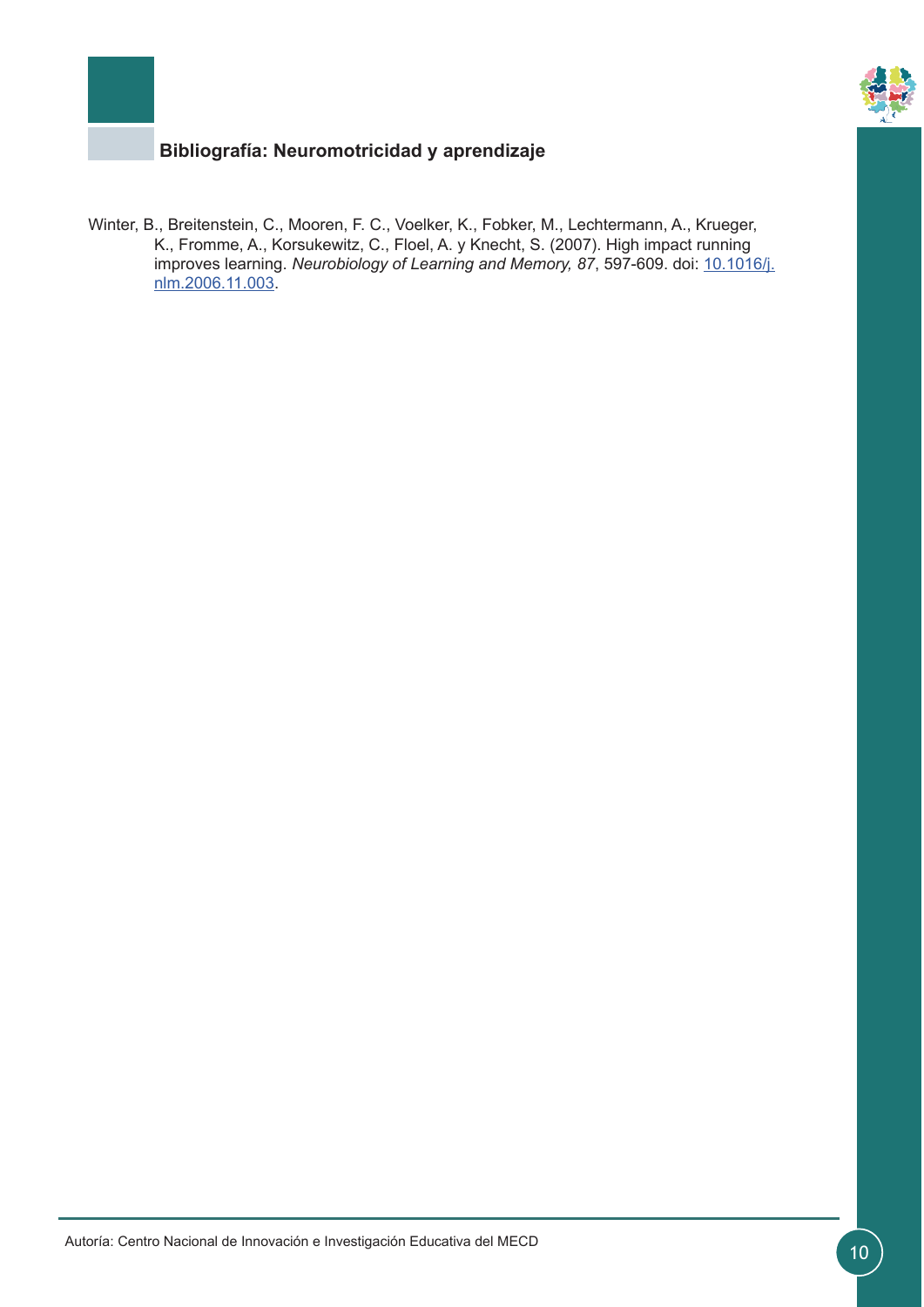## Bibliografía: Neuromotricidad y aprendizaje

Winter, B., Breitenstein, C., Mooren, F. C., Voelker, K., Fobker, M., Lechtermann, A., Krueger, K., Fromme, A., Korsukewitz, C., Floel, A. y Knecht, S. (2007). High impact running improves learning. *Neurobiology of Learning and Memory, 87*, 597-609. doi: [10.1016/j.nlm.2006.11.003](https://doi.org/10.1016/j.nlm.2006.11.003).

Autoría: Centro Nacional de Innovación e Investigación Educativa del MECD